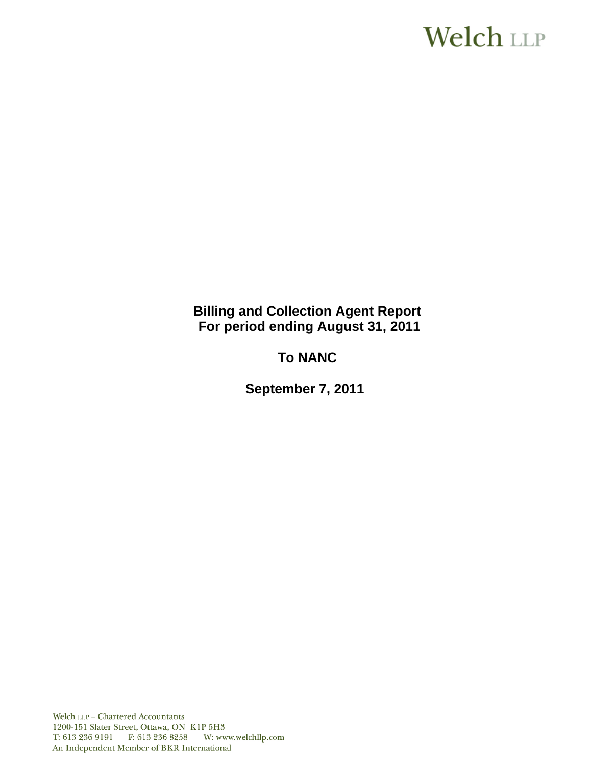Welch LLP

**Billing and Collection Agent Report**
**For period ending August 31, 2011**

**To NANC**

**September 7, 2011**

Welch LLP – Chartered Accountants
1200-151 Slater Street, Ottawa, ON K1P 5H3
T: 613 236 9191 F: 613 236 8258 W: www.welchllp.com
An Independent Member of BKR International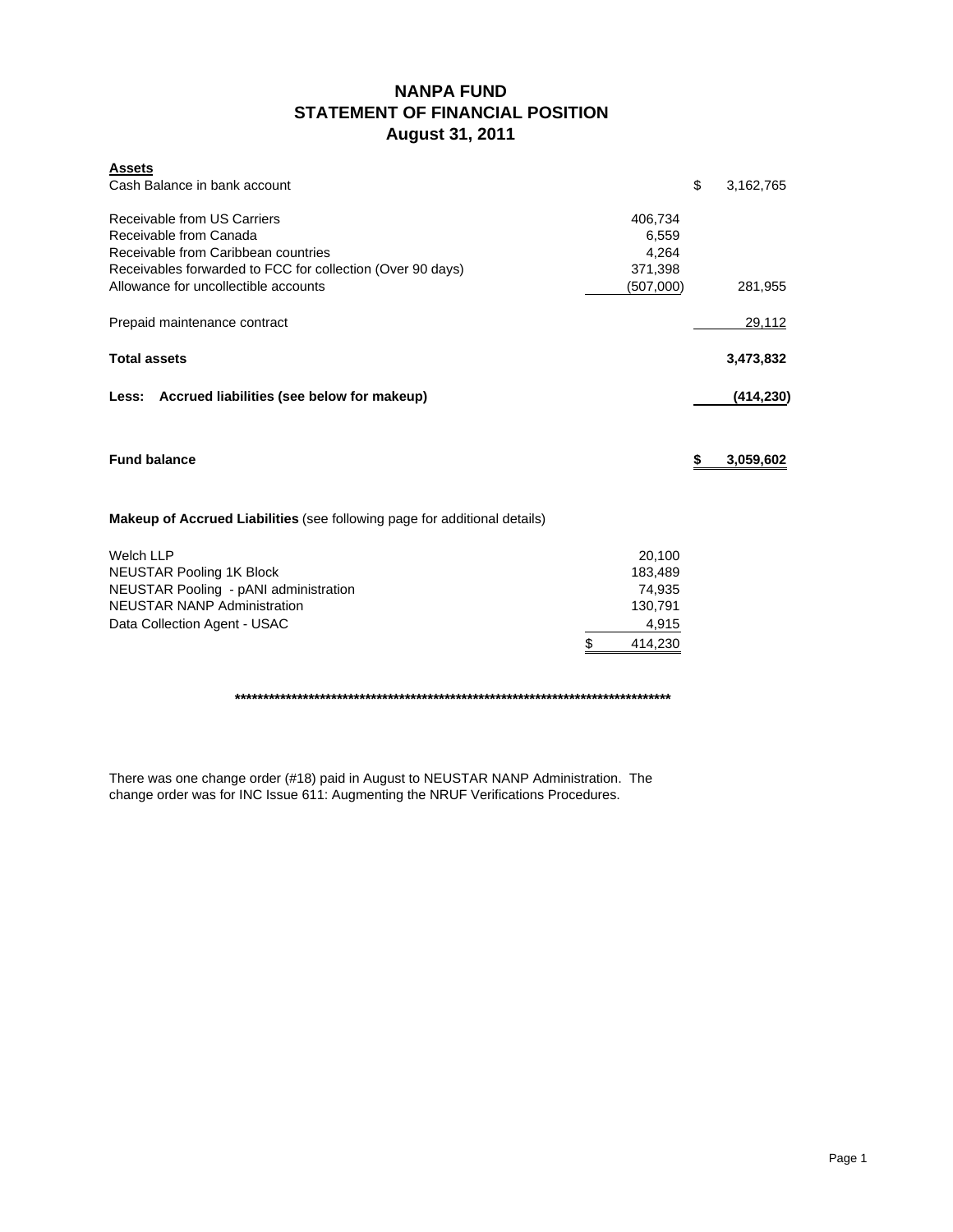# NANPA FUND
## STATEMENT OF FINANCIAL POSITION
## August 31, 2011

| **Assets** | | |
|---|---|---|
| Cash Balance in bank account | | $ 3,162,765 |
| Receivable from US Carriers | 406,734 | |
| Receivable from Canada | 6,559 | |
| Receivable from Caribbean countries | 4,264 | |
| Receivables forwarded to FCC for collection (Over 90 days) | 371,398 | |
| Allowance for uncollectible accounts | (507,000) | 281,955 |
| Prepaid maintenance contract | | 29,112 |
| **Total assets** | | **3,473,832** |
| **Less: Accrued liabilities (see below for makeup)** | | **(414,230)** |
| **Fund balance** | | **$ 3,059,602** |

**Makeup of Accrued Liabilities** (see following page for additional details)

| | |
|---|---|
| Welch LLP | 20,100 |
| NEUSTAR Pooling 1K Block | 183,489 |
| NEUSTAR Pooling - pANI administration | 74,935 |
| NEUSTAR NANP Administration | 130,791 |
| Data Collection Agent - USAC | 4,915 |
| | $ 414,230 |

********************************************************************************

There was one change order (#18) paid in August to NEUSTAR NANP Administration. The change order was for INC Issue 611: Augmenting the NRUF Verifications Procedures.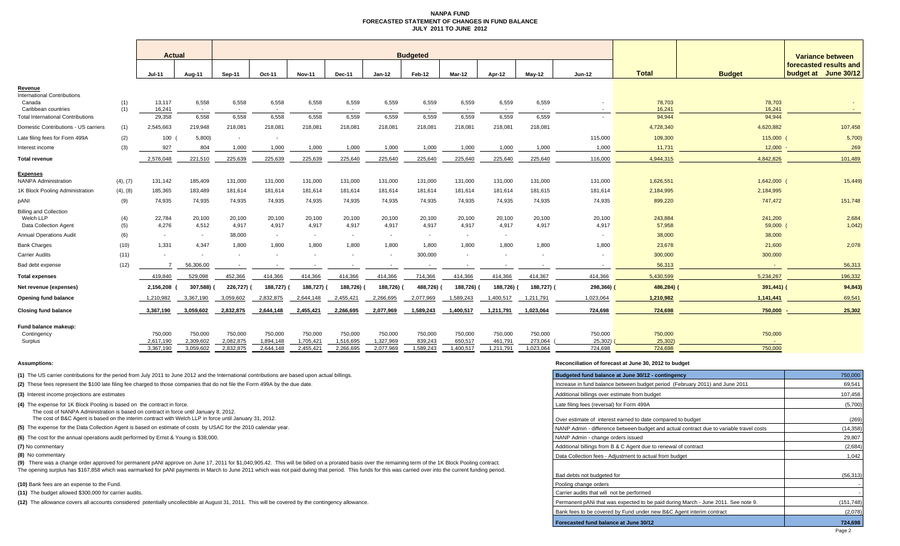# NANPA FUND
## FORECASTED STATEMENT OF CHANGES IN FUND BALANCE
### JULY 2011 TO JUNE 2012

| | | Actual | | Budgeted | | | | | | | | | | Total | Budget | Variance between forecasted results and budget at June 30/12 |
|---|---|---|---|---|---|---|---|---|---|---|---|---|---|---|---|---|
| | | Jul-11 | Aug-11 | Sep-11 | Oct-11 | Nov-11 | Dec-11 | Jan-12 | Feb-12 | Mar-12 | Apr-12 | May-12 | Jun-12 | | | |
| **Revenue** | | | | | | | | | | | | | | | | |
| International Contributions | | | | | | | | | | | | | | | | |
| Canada | (1) | 13,117 | 6,558 | 6,558 | 6,558 | 6,558 | 6,559 | 6,559 | 6,559 | 6,559 | 6,559 | 6,559 | - | 78,703 | 78,703 | - |
| Caribbean countries | (1) | 16,241 | - | - | - | - | - | - | - | - | - | - | - | 16,241 | 16,241 | - |
| Total International Contributions | | 29,358 | 6,558 | 6,558 | 6,558 | 6,558 | 6,559 | 6,559 | 6,559 | 6,559 | 6,559 | 6,559 | - | 94,944 | 94,944 | |
| Domestic Contributions - US carriers | (1) | 2,545,663 | 219,948 | 218,081 | 218,081 | 218,081 | 218,081 | 218,081 | 218,081 | 218,081 | 218,081 | 218,081 | | 4,728,340 | 4,620,882 | 107,458 |
| Late filing fees for Form 499A | (2) | 100 | (5,800) | - | - | | | | | | | | 115,000 | 109,300 | 115,000 | (5,700) |
| Interest income | (3) | 927 | 804 | 1,000 | 1,000 | 1,000 | 1,000 | 1,000 | 1,000 | 1,000 | 1,000 | 1,000 | 1,000 | 11,731 | 12,000 | - 269 |
| **Total revenue** | | 2,576,048 | 221,510 | 225,639 | 225,639 | 225,639 | 225,640 | 225,640 | 225,640 | 225,640 | 225,640 | 225,640 | 116,000 | 4,944,315 | 4,842,826 | 101,489 |
| **Expenses** | | | | | | | | | | | | | | | | |
| NANPA Administration | (4), (7) | 131,142 | 185,409 | 131,000 | 131,000 | 131,000 | 131,000 | 131,000 | 131,000 | 131,000 | 131,000 | 131,000 | 131,000 | 1,626,551 | 1,642,000 | (15,449) |
| 1K Block Pooling Administration | (4), (8) | 185,365 | 183,489 | 181,614 | 181,614 | 181,614 | 181,614 | 181,614 | 181,614 | 181,614 | 181,614 | 181,615 | 181,614 | 2,184,995 | 2,184,995 | |
| pANI | (9) | 74,935 | 74,935 | 74,935 | 74,935 | 74,935 | 74,935 | 74,935 | 74,935 | 74,935 | 74,935 | 74,935 | 74,935 | 899,220 | 747,472 | 151,748 |
| Billing and Collection | | | | | | | | | | | | | | | | |
| Welch LLP | (4) | 22,784 | 20,100 | 20,100 | 20,100 | 20,100 | 20,100 | 20,100 | 20,100 | 20,100 | 20,100 | 20,100 | 20,100 | 243,884 | 241,200 | 2,684 |
| Data Collection Agent | (5) | 4,276 | 4,512 | 4,917 | 4,917 | 4,917 | 4,917 | 4,917 | 4,917 | 4,917 | 4,917 | 4,917 | 4,917 | 57,958 | 59,000 | (1,042) |
| Annual Operations Audit | (6) | - | - | 38,000 | - | - | - | - | - | - | - | | - | 38,000 | 38,000 | |
| Bank Charges | (10) | 1,331 | 4,347 | 1,800 | 1,800 | 1,800 | 1,800 | 1,800 | 1,800 | 1,800 | 1,800 | 1,800 | 1,800 | 23,678 | 21,600 | 2,078 |
| Carrier Audits | (11) | - | - | - | - | - | - | - | 300,000 | - | - | - | - | 300,000 | 300,000 | |
| Bad debt expense | (12) | 7 | 56,306.00 | - | - | - | - | - | - | - | - | - | - | 56,313 | - | 56,313 |
| **Total expenses** | | 419,840 | 529,098 | 452,366 | 414,366 | 414,366 | 414,366 | 414,366 | 714,366 | 414,366 | 414,366 | 414,367 | 414,366 | 5,430,599 | 5,234,267 | 196,332 |
| **Net revenue (expenses)** | | 2,156,208 | (307,588) | (226,727) | (188,727) | (188,727) | (188,726) | (188,726) | (488,726) | (188,726) | (188,726) | (188,727) | (298,366) | (486,284) | (391,441) | (94,843) |
| **Opening fund balance** | | 1,210,982 | 3,367,190 | 3,059,602 | 2,832,875 | 2,644,148 | 2,455,421 | 2,266,695 | 2,077,969 | 1,589,243 | 1,400,517 | 1,211,791 | 1,023,064 | 1,210,982 | 1,141,441 | 69,541 |
| **Closing fund balance** | | 3,367,190 | 3,059,602 | 2,832,875 | 2,644,148 | 2,455,421 | 2,266,695 | 2,077,969 | 1,589,243 | 1,400,517 | 1,211,791 | 1,023,064 | 724,698 | 724,698 | 750,000 | - 25,302 |
| **Fund balance makeup:** | | | | | | | | | | | | | | | | |
| Contingency | | 750,000 | 750,000 | 750,000 | 750,000 | 750,000 | 750,000 | 750,000 | 750,000 | 750,000 | 750,000 | 750,000 | 750,000 | 750,000 | 750,000 | |
| Surplus | | 2,617,190 | 2,309,602 | 2,082,875 | 1,894,148 | 1,705,421 | 1,516,695 | 1,327,969 | 839,243 | 650,517 | 461,791 | 273,064 | (25,302) | (25,302) | - | |
| | | 3,367,190 | 3,059,602 | 2,832,875 | 2,644,148 | 2,455,421 | 2,266,695 | 2,077,969 | 1,589,243 | 1,400,517 | 1,211,791 | 1,023,064 | 724,698 | 724,698 | 750,000 | |

**Assumptions:**

**(1)** The US carrier contributions for the period from July 2011 to June 2012 and the International contributions are based upon actual billings.

**(2)** These fees represent the $100 late filing fee charged to those companies that do not file the Form 499A by the due date.

**(3)** Interest income projections are estimates

**(4)** The expense for 1K Block Pooling is based on the contract in force.
The cost of NANPA Administration is based on contract in force until January 8, 2012.
The cost of B&C Agent is based on the interim contract with Welch LLP in force until January 31, 2012.

**(5)** The expense for the Data Collection Agent is based on estimate of costs by USAC for the 2010 calendar year.

**(6)** The cost for the annual operations audit performed by Ernst & Young is $38,000.

**(7)** No commentary

**(8)** No commentary

**(9)** There was a change order approved for permanent pANI approve on June 17, 2011 for $1,040,905.42. This will be billed on a prorated basis over the remaining term of the 1K Block Pooling contract.
The opening surplus has $167,858 which was earmarked for pANI payments in March to June 2011 which was not paid during that period. This funds for this was carried over into the current funding period.

**(10)** Bank fees are an expense to the Fund.

**(11)** The budget allowed $300,000 for carrier audits.

**(12)** The allowance covers all accounts considered potentially uncollectible at August 31, 2011. This will be covered by the contingency allowance.

**Reconciliation of forecast at June 30, 2012 to budget**

| | |
|---|---|
| **Budgeted fund balance at June 30/12 - contingency** | 750,000 |
| Increase in fund balance between budget period (February 2011) and June 2011 | 69,541 |
| Additional billings over estimate from budget | 107,458 |
| Late filing fees (reversal) for Form 499A | (5,700) |
| Over estimate of interest earned to date compared to budget | (269) |
| NANP Admin - difference between budget and actual contract due to variable travel costs | (14,358) |
| NANP Admin - change orders issued | 29,807 |
| Additional billings from B & C Agent due to renewal of contract | (2,684) |
| Data Collection fees - Adjustment to actual from budget | 1,042 |
| Bad debts not budgeted for | (56,313) |
| Pooling change orders | - |
| Carrier audits that will not be performed | - |
| Permanent pANi that was expected to be paid during March - June 2011. See note 9. | (151,748) |
| Bank fees to be covered by Fund under new B&C Agent interim contract | (2,078) |
| **Forecasted fund balance at June 30/12** | **724,698** |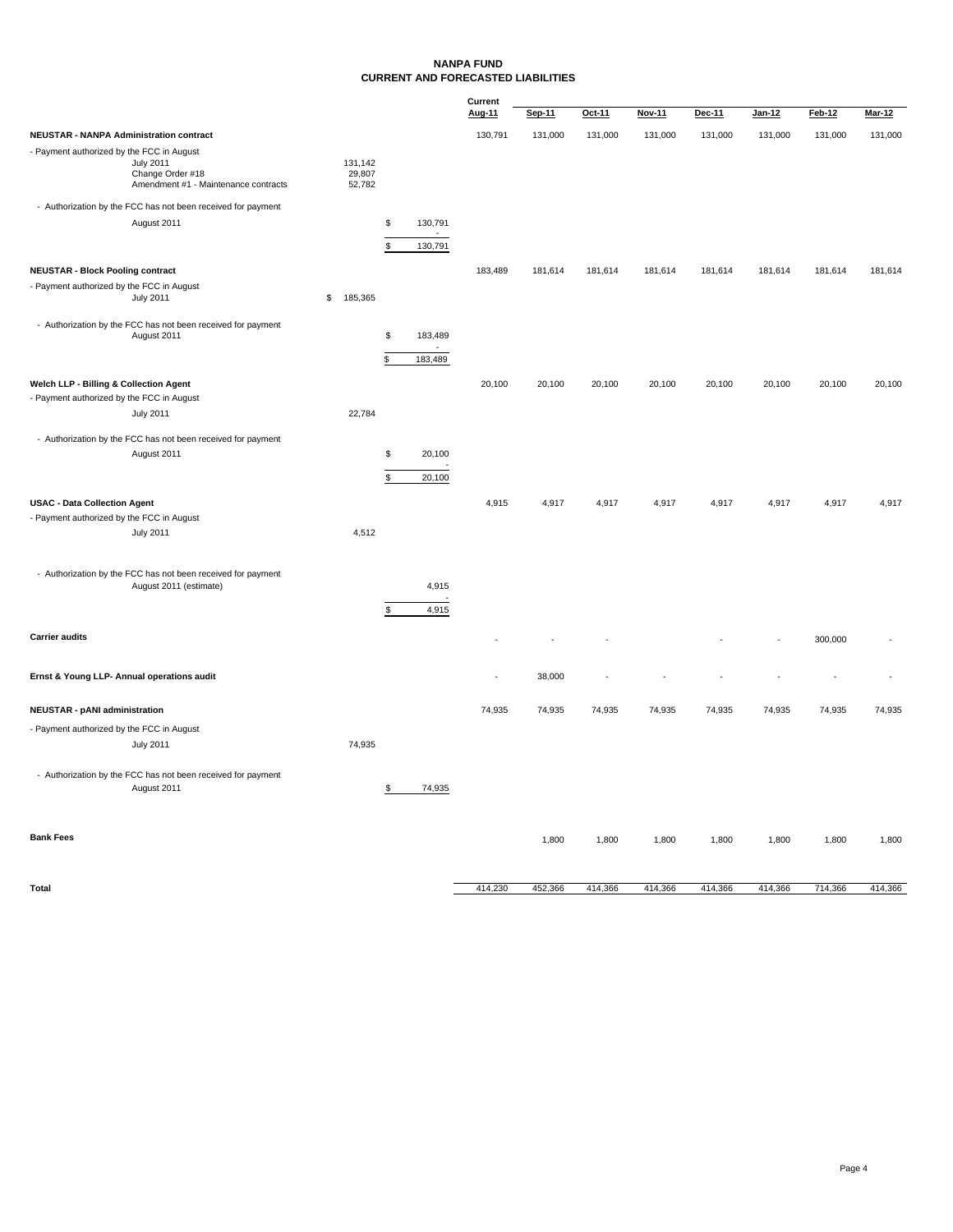# NANPA FUND
## CURRENT AND FORECASTED LIABILITIES

| | | | Current Aug-11 | Sep-11 | Oct-11 | Nov-11 | Dec-11 | Jan-12 | Feb-12 | Mar-12 |
|---|---|---|---|---|---|---|---|---|---|---|
| **NEUSTAR - NANPA Administration contract** | | | 130,791 | 131,000 | 131,000 | 131,000 | 131,000 | 131,000 | 131,000 | 131,000 |
| - Payment authorized by the FCC in August | | | | | | | | | | |
| July 2011 | 131,142 | | | | | | | | | |
| Change Order #18 | 29,807 | | | | | | | | | |
| Amendment #1 - Maintenance contracts | 52,782 | | | | | | | | | |
| - Authorization by the FCC has not been received for payment | | | | | | | | | | |
| August 2011 | | $ 130,791 | | | | | | | | |
| | | - | | | | | | | | |
| | | $ 130,791 | | | | | | | | |
| **NEUSTAR - Block Pooling contract** | | | 183,489 | 181,614 | 181,614 | 181,614 | 181,614 | 181,614 | 181,614 | 181,614 |
| - Payment authorized by the FCC in August | | | | | | | | | | |
| July 2011 | $ 185,365 | | | | | | | | | |
| - Authorization by the FCC has not been received for payment | | | | | | | | | | |
| August 2011 | | $ 183,489 | | | | | | | | |
| | | - | | | | | | | | |
| | | $ 183,489 | | | | | | | | |
| **Welch LLP - Billing & Collection Agent** | | | 20,100 | 20,100 | 20,100 | 20,100 | 20,100 | 20,100 | 20,100 | 20,100 |
| - Payment authorized by the FCC in August | | | | | | | | | | |
| July 2011 | 22,784 | | | | | | | | | |
| - Authorization by the FCC has not been received for payment | | | | | | | | | | |
| August 2011 | | $ 20,100 | | | | | | | | |
| | | - | | | | | | | | |
| | | $ 20,100 | | | | | | | | |
| **USAC - Data Collection Agent** | | | 4,915 | 4,917 | 4,917 | 4,917 | 4,917 | 4,917 | 4,917 | 4,917 |
| - Payment authorized by the FCC in August | | | | | | | | | | |
| July 2011 | 4,512 | | | | | | | | | |
| - Authorization by the FCC has not been received for payment | | | | | | | | | | |
| August 2011 (estimate) | | 4,915 | | | | | | | | |
| | | - | | | | | | | | |
| | | $ 4,915 | | | | | | | | |
| **Carrier audits** | | | - | - | - | | - | - | 300,000 | - |
| **Ernst & Young LLP- Annual operations audit** | | | - | 38,000 | - | - | - | - | - | - |
| **NEUSTAR - pANI administration** | | | 74,935 | 74,935 | 74,935 | 74,935 | 74,935 | 74,935 | 74,935 | 74,935 |
| - Payment authorized by the FCC in August | | | | | | | | | | |
| July 2011 | 74,935 | | | | | | | | | |
| - Authorization by the FCC has not been received for payment | | | | | | | | | | |
| August 2011 | | $ 74,935 | | | | | | | | |
| **Bank Fees** | | | | 1,800 | 1,800 | 1,800 | 1,800 | 1,800 | 1,800 | 1,800 |
| **Total** | | | 414,230 | 452,366 | 414,366 | 414,366 | 414,366 | 414,366 | 714,366 | 414,366 |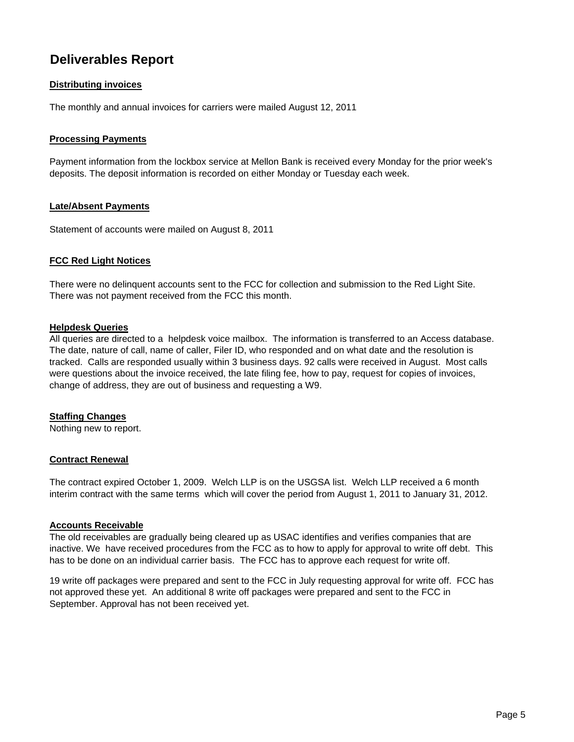# Deliverables Report

**Distributing invoices**

The monthly and annual invoices for carriers were mailed August 12, 2011

**Processing Payments**

Payment information from the lockbox service at Mellon Bank is received every Monday for the prior week's deposits. The deposit information is recorded on either Monday or Tuesday each week.

**Late/Absent Payments**

Statement of accounts were mailed on August 8, 2011

**FCC Red Light Notices**

There were no delinquent accounts sent to the FCC for collection and submission to the Red Light Site. There was not payment received from the FCC this month.

**Helpdesk Queries**

All queries are directed to a helpdesk voice mailbox. The information is transferred to an Access database. The date, nature of call, name of caller, Filer ID, who responded and on what date and the resolution is tracked. Calls are responded usually within 3 business days. 92 calls were received in August. Most calls were questions about the invoice received, the late filing fee, how to pay, request for copies of invoices, change of address, they are out of business and requesting a W9.

**Staffing Changes**

Nothing new to report.

**Contract Renewal**

The contract expired October 1, 2009. Welch LLP is on the USGSA list. Welch LLP received a 6 month interim contract with the same terms which will cover the period from August 1, 2011 to January 31, 2012.

**Accounts Receivable**

The old receivables are gradually being cleared up as USAC identifies and verifies companies that are inactive. We have received procedures from the FCC as to how to apply for approval to write off debt. This has to be done on an individual carrier basis. The FCC has to approve each request for write off.

19 write off packages were prepared and sent to the FCC in July requesting approval for write off. FCC has not approved these yet. An additional 8 write off packages were prepared and sent to the FCC in September. Approval has not been received yet.